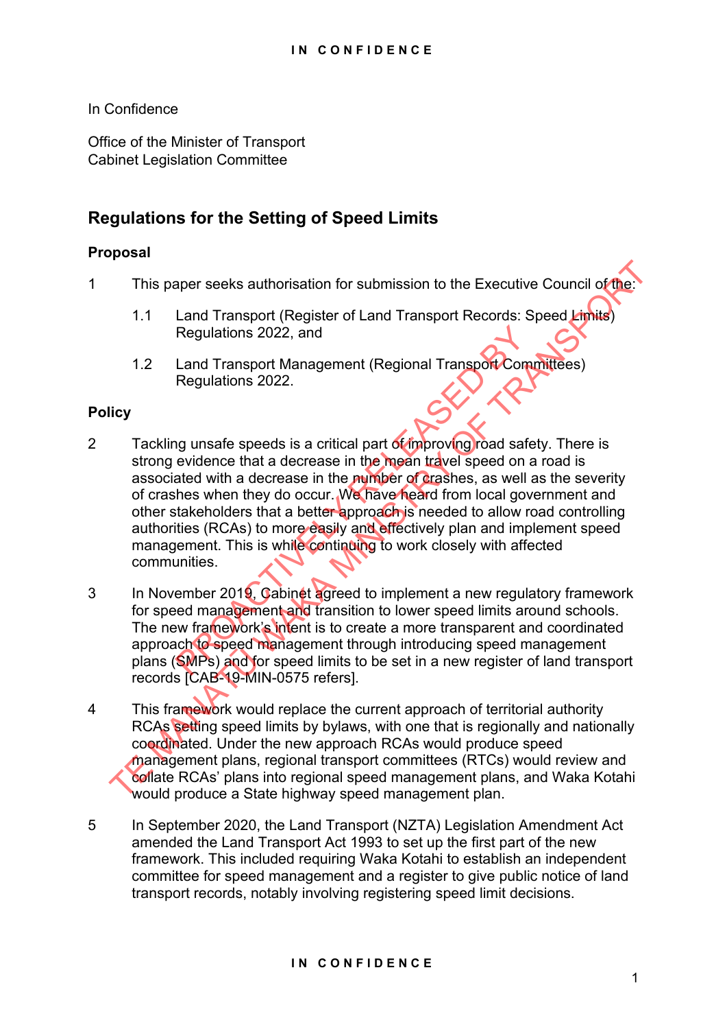In Confidence

Office of the Minister of Transport
Cabinet Legislation Committee

## Regulations for the Setting of Speed Limits

### Proposal

1 This paper seeks authorisation for submission to the Executive Council of the:

  1.1 Land Transport (Register of Land Transport Records: Speed Limits) Regulations 2022, and

  1.2 Land Transport Management (Regional Transport Committees) Regulations 2022.

### Policy

2 Tackling unsafe speeds is a critical part of improving road safety. There is strong evidence that a decrease in the mean travel speed on a road is associated with a decrease in the number of crashes, as well as the severity of crashes when they do occur. We have heard from local government and other stakeholders that a better approach is needed to allow road controlling authorities (RCAs) to more easily and effectively plan and implement speed management. This is while continuing to work closely with affected communities.

3 In November 2019, Cabinet agreed to implement a new regulatory framework for speed management and transition to lower speed limits around schools. The new framework's intent is to create a more transparent and coordinated approach to speed management through introducing speed management plans (SMPs) and for speed limits to be set in a new register of land transport records [CAB-19-MIN-0575 refers].

4 This framework would replace the current approach of territorial authority RCAs setting speed limits by bylaws, with one that is regionally and nationally coordinated. Under the new approach RCAs would produce speed management plans, regional transport committees (RTCs) would review and collate RCAs' plans into regional speed management plans, and Waka Kotahi would produce a State highway speed management plan.

5 In September 2020, the Land Transport (NZTA) Legislation Amendment Act amended the Land Transport Act 1993 to set up the first part of the new framework. This included requiring Waka Kotahi to establish an independent committee for speed management and a register to give public notice of land transport records, notably involving registering speed limit decisions.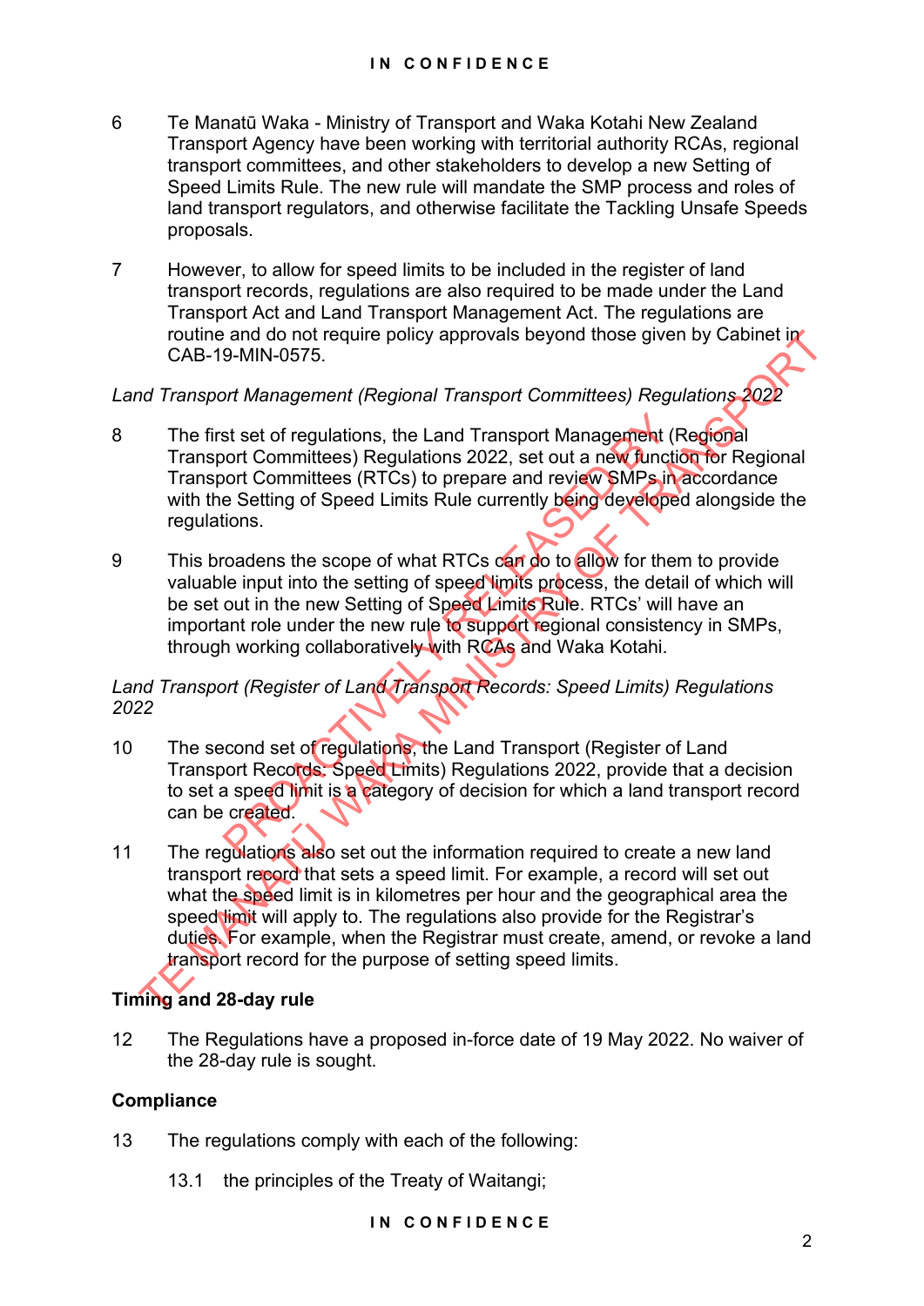6 Te Manatū Waka - Ministry of Transport and Waka Kotahi New Zealand Transport Agency have been working with territorial authority RCAs, regional transport committees, and other stakeholders to develop a new Setting of Speed Limits Rule. The new rule will mandate the SMP process and roles of land transport regulators, and otherwise facilitate the Tackling Unsafe Speeds proposals.

7 However, to allow for speed limits to be included in the register of land transport records, regulations are also required to be made under the Land Transport Act and Land Transport Management Act. The regulations are routine and do not require policy approvals beyond those given by Cabinet in CAB-19-MIN-0575.

*Land Transport Management (Regional Transport Committees) Regulations 2022*

8 The first set of regulations, the Land Transport Management (Regional Transport Committees) Regulations 2022, set out a new function for Regional Transport Committees (RTCs) to prepare and review SMPs in accordance with the Setting of Speed Limits Rule currently being developed alongside the regulations.

9 This broadens the scope of what RTCs can do to allow for them to provide valuable input into the setting of speed limits process, the detail of which will be set out in the new Setting of Speed Limits Rule. RTCs' will have an important role under the new rule to support regional consistency in SMPs, through working collaboratively with RCAs and Waka Kotahi.

*Land Transport (Register of Land Transport Records: Speed Limits) Regulations 2022*

10 The second set of regulations, the Land Transport (Register of Land Transport Records: Speed Limits) Regulations 2022, provide that a decision to set a speed limit is a category of decision for which a land transport record can be created.

11 The regulations also set out the information required to create a new land transport record that sets a speed limit. For example, a record will set out what the speed limit is in kilometres per hour and the geographical area the speed limit will apply to. The regulations also provide for the Registrar's duties. For example, when the Registrar must create, amend, or revoke a land transport record for the purpose of setting speed limits.

**Timing and 28-day rule**

12 The Regulations have a proposed in-force date of 19 May 2022. No waiver of the 28-day rule is sought.

**Compliance**

13 The regulations comply with each of the following:

13.1 the principles of the Treaty of Waitangi;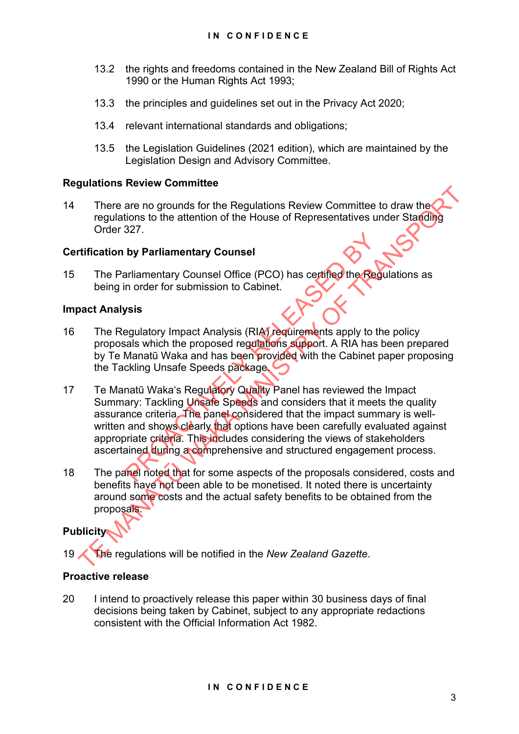13.2 the rights and freedoms contained in the New Zealand Bill of Rights Act 1990 or the Human Rights Act 1993;

13.3 the principles and guidelines set out in the Privacy Act 2020;

13.4 relevant international standards and obligations;

13.5 the Legislation Guidelines (2021 edition), which are maintained by the Legislation Design and Advisory Committee.

**Regulations Review Committee**

14 There are no grounds for the Regulations Review Committee to draw the regulations to the attention of the House of Representatives under Standing Order 327.

**Certification by Parliamentary Counsel**

15 The Parliamentary Counsel Office (PCO) has certified the Regulations as being in order for submission to Cabinet.

**Impact Analysis**

16 The Regulatory Impact Analysis (RIA) requirements apply to the policy proposals which the proposed regulations support. A RIA has been prepared by Te Manatū Waka and has been provided with the Cabinet paper proposing the Tackling Unsafe Speeds package.

17 Te Manatū Waka's Regulatory Quality Panel has reviewed the Impact Summary: Tackling Unsafe Speeds and considers that it meets the quality assurance criteria. The panel considered that the impact summary is well-written and shows clearly that options have been carefully evaluated against appropriate criteria. This includes considering the views of stakeholders ascertained during a comprehensive and structured engagement process.

18 The panel noted that for some aspects of the proposals considered, costs and benefits have not been able to be monetised. It noted there is uncertainty around some costs and the actual safety benefits to be obtained from the proposals.

**Publicity**

19 The regulations will be notified in the *New Zealand Gazette*.

**Proactive release**

20 I intend to proactively release this paper within 30 business days of final decisions being taken by Cabinet, subject to any appropriate redactions consistent with the Official Information Act 1982.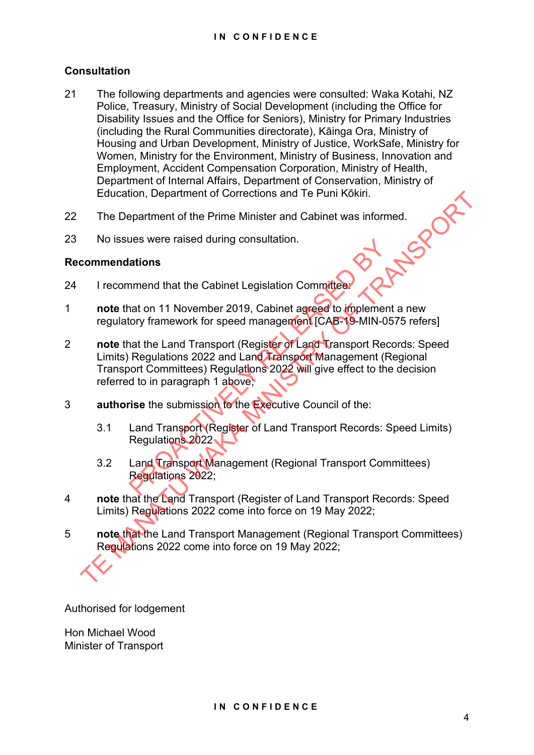## Consultation

21 The following departments and agencies were consulted: Waka Kotahi, NZ Police, Treasury, Ministry of Social Development (including the Office for Disability Issues and the Office for Seniors), Ministry for Primary Industries (including the Rural Communities directorate), Kāinga Ora, Ministry of Housing and Urban Development, Ministry of Justice, WorkSafe, Ministry for Women, Ministry for the Environment, Ministry of Business, Innovation and Employment, Accident Compensation Corporation, Ministry of Health, Department of Internal Affairs, Department of Conservation, Ministry of Education, Department of Corrections and Te Puni Kōkiri.

22 The Department of the Prime Minister and Cabinet was informed.

23 No issues were raised during consultation.

## Recommendations

24 I recommend that the Cabinet Legislation Committee:

1 **note** that on 11 November 2019, Cabinet agreed to implement a new regulatory framework for speed management [CAB-19-MIN-0575 refers]

2 **note** that the Land Transport (Register of Land Transport Records: Speed Limits) Regulations 2022 and Land Transport Management (Regional Transport Committees) Regulations 2022 will give effect to the decision referred to in paragraph 1 above;

3 **authorise** the submission to the Executive Council of the:

3.1 Land Transport (Register of Land Transport Records: Speed Limits) Regulations 2022

3.2 Land Transport Management (Regional Transport Committees) Regulations 2022;

4 **note** that the Land Transport (Register of Land Transport Records: Speed Limits) Regulations 2022 come into force on 19 May 2022;

5 **note** that the Land Transport Management (Regional Transport Committees) Regulations 2022 come into force on 19 May 2022;

Authorised for lodgement

Hon Michael Wood
Minister of Transport